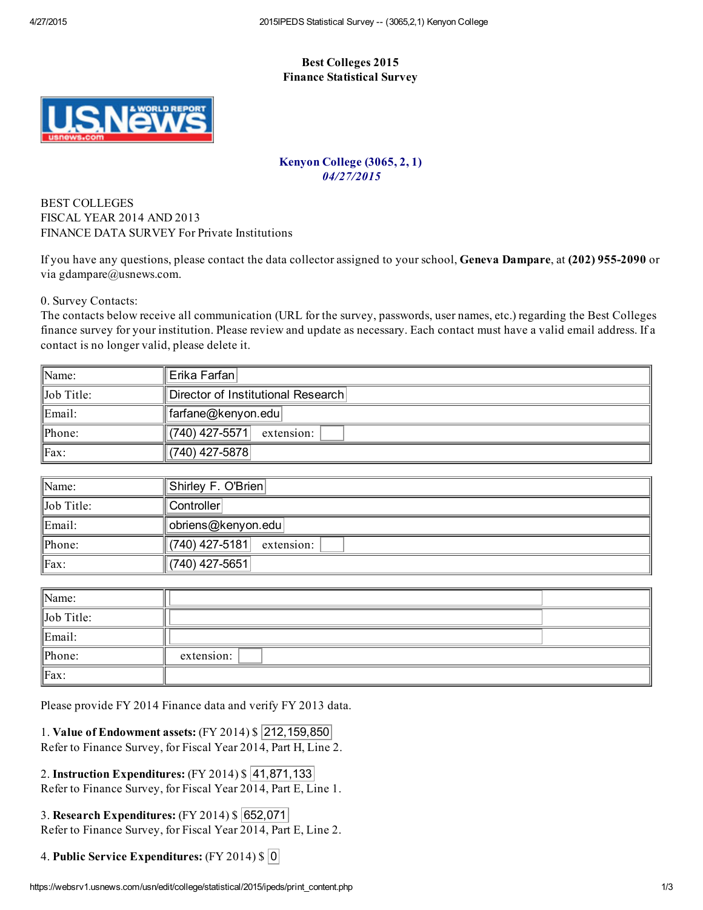**Best Colleges 2015**
**Finance Statistical Survey**

**Kenyon College (3065, 2, 1)**
***04/27/2015***

BEST COLLEGES
FISCAL YEAR 2014 AND 2013
FINANCE DATA SURVEY For Private Institutions

If you have any questions, please contact the data collector assigned to your school, **Geneva Dampare**, at **(202) 955-2090** or via gdampare@usnews.com.

0. Survey Contacts:
The contacts below receive all communication (URL for the survey, passwords, user names, etc.) regarding the Best Colleges finance survey for your institution. Please review and update as necessary. Each contact must have a valid email address. If a contact is no longer valid, please delete it.

| | |
|---|---|
| Name: | Erika Farfan |
| Job Title: | Director of Institutional Research |
| Email: | farfane@kenyon.edu |
| Phone: | (740) 427-5571 extension: |
| Fax: | (740) 427-5878 |

| | |
|---|---|
| Name: | Shirley F. O'Brien |
| Job Title: | Controller |
| Email: | obriens@kenyon.edu |
| Phone: | (740) 427-5181 extension: |
| Fax: | (740) 427-5651 |

| | |
|---|---|
| Name: | |
| Job Title: | |
| Email: | |
| Phone: | extension: |
| Fax: | |

Please provide FY 2014 Finance data and verify FY 2013 data.

1. **Value of Endowment assets:** (FY 2014) $ 212,159,850
Refer to Finance Survey, for Fiscal Year 2014, Part H, Line 2.

2. **Instruction Expenditures:** (FY 2014) $ 41,871,133
Refer to Finance Survey, for Fiscal Year 2014, Part E, Line 1.

3. **Research Expenditures:** (FY 2014) $ 652,071
Refer to Finance Survey, for Fiscal Year 2014, Part E, Line 2.

4. **Public Service Expenditures:** (FY 2014) $ 0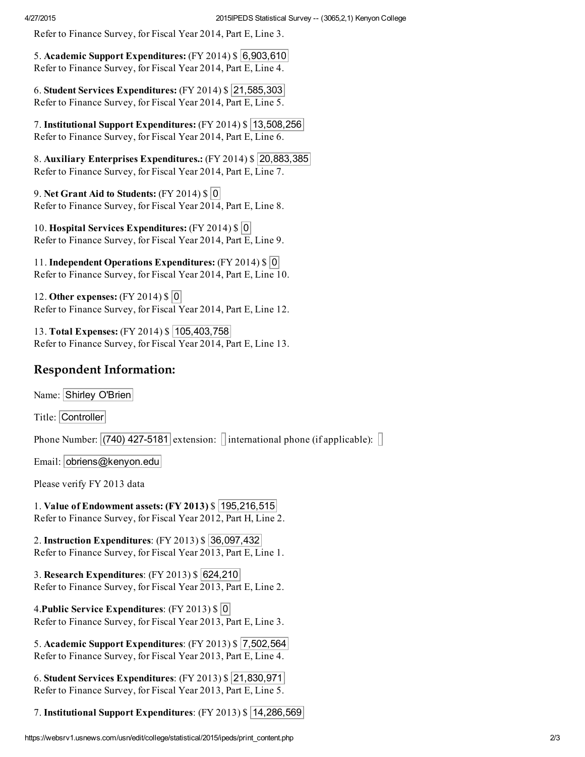Refer to Finance Survey, for Fiscal Year 2014, Part E, Line 3.

5. **Academic Support Expenditures:** (FY 2014) $ 6,903,610
Refer to Finance Survey, for Fiscal Year 2014, Part E, Line 4.

6. **Student Services Expenditures:** (FY 2014) $ 21,585,303
Refer to Finance Survey, for Fiscal Year 2014, Part E, Line 5.

7. **Institutional Support Expenditures:** (FY 2014) $ 13,508,256
Refer to Finance Survey, for Fiscal Year 2014, Part E, Line 6.

8. **Auxiliary Enterprises Expenditures.:** (FY 2014) $ 20,883,385
Refer to Finance Survey, for Fiscal Year 2014, Part E, Line 7.

9. **Net Grant Aid to Students:** (FY 2014) $ 0
Refer to Finance Survey, for Fiscal Year 2014, Part E, Line 8.

10. **Hospital Services Expenditures:** (FY 2014) $ 0
Refer to Finance Survey, for Fiscal Year 2014, Part E, Line 9.

11. **Independent Operations Expenditures:** (FY 2014) $ 0
Refer to Finance Survey, for Fiscal Year 2014, Part E, Line 10.

12. **Other expenses:** (FY 2014) $ 0
Refer to Finance Survey, for Fiscal Year 2014, Part E, Line 12.

13. **Total Expenses:** (FY 2014) $ 105,403,758
Refer to Finance Survey, for Fiscal Year 2014, Part E, Line 13.

## Respondent Information:

Name: Shirley O'Brien

Title: Controller

Phone Number: (740) 427-5181 extension: international phone (if applicable):

Email: obriens@kenyon.edu

Please verify FY 2013 data

1. **Value of Endowment assets: (FY 2013)** $ 195,216,515
Refer to Finance Survey, for Fiscal Year 2012, Part H, Line 2.

2. **Instruction Expenditures**: (FY 2013) $ 36,097,432
Refer to Finance Survey, for Fiscal Year 2013, Part E, Line 1.

3. **Research Expenditures**: (FY 2013) $ 624,210
Refer to Finance Survey, for Fiscal Year 2013, Part E, Line 2.

4. **Public Service Expenditures**: (FY 2013) $ 0
Refer to Finance Survey, for Fiscal Year 2013, Part E, Line 3.

5. **Academic Support Expenditures**: (FY 2013) $ 7,502,564
Refer to Finance Survey, for Fiscal Year 2013, Part E, Line 4.

6. **Student Services Expenditures**: (FY 2013) $ 21,830,971
Refer to Finance Survey, for Fiscal Year 2013, Part E, Line 5.

7. **Institutional Support Expenditures**: (FY 2013) $ 14,286,569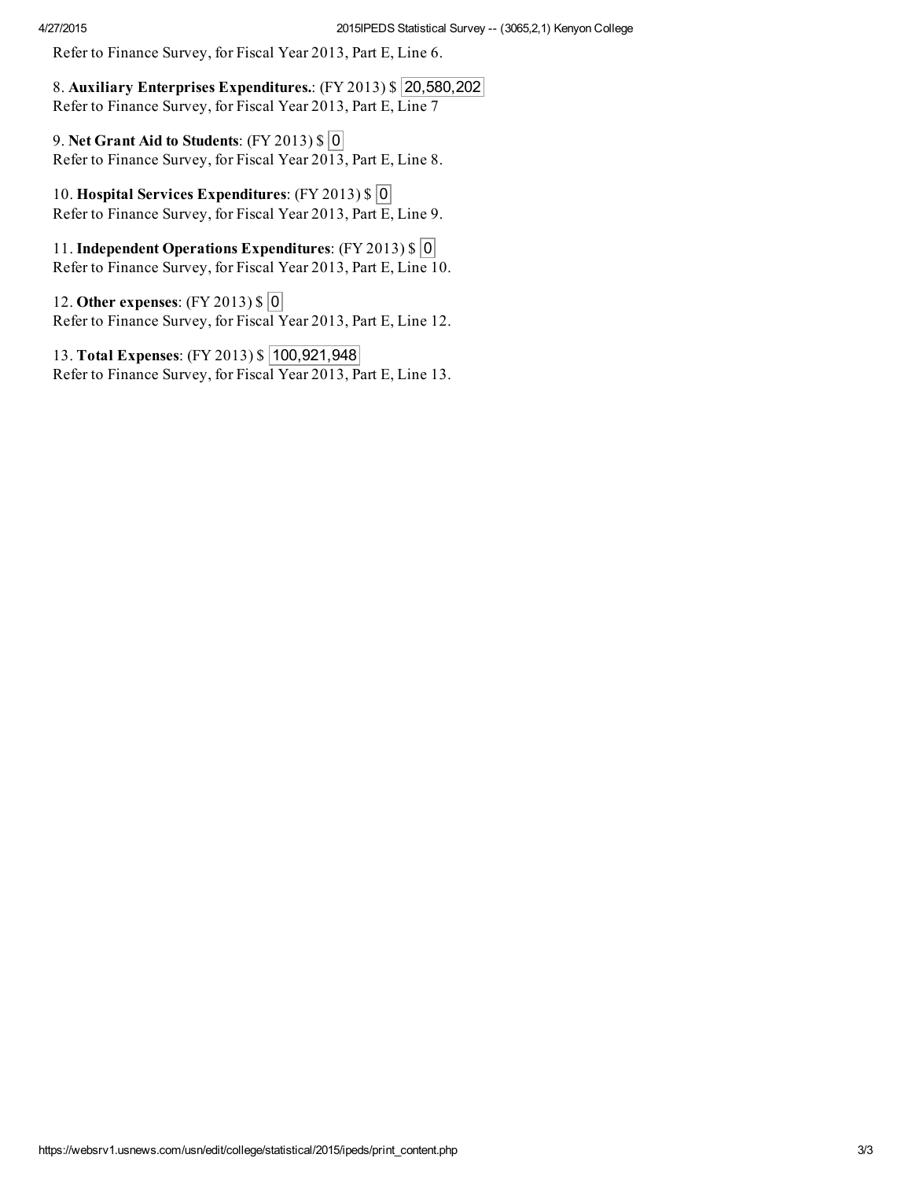Refer to Finance Survey, for Fiscal Year 2013, Part E, Line 6.

8. **Auxiliary Enterprises Expenditures.**: (FY 2013) $ 20,580,202
Refer to Finance Survey, for Fiscal Year 2013, Part E, Line 7

9. **Net Grant Aid to Students**: (FY 2013) $ 0
Refer to Finance Survey, for Fiscal Year 2013, Part E, Line 8.

10. **Hospital Services Expenditures**: (FY 2013) $ 0
Refer to Finance Survey, for Fiscal Year 2013, Part E, Line 9.

11. **Independent Operations Expenditures**: (FY 2013) $ 0
Refer to Finance Survey, for Fiscal Year 2013, Part E, Line 10.

12. **Other expenses**: (FY 2013) $ 0
Refer to Finance Survey, for Fiscal Year 2013, Part E, Line 12.

13. **Total Expenses**: (FY 2013) $ 100,921,948
Refer to Finance Survey, for Fiscal Year 2013, Part E, Line 13.